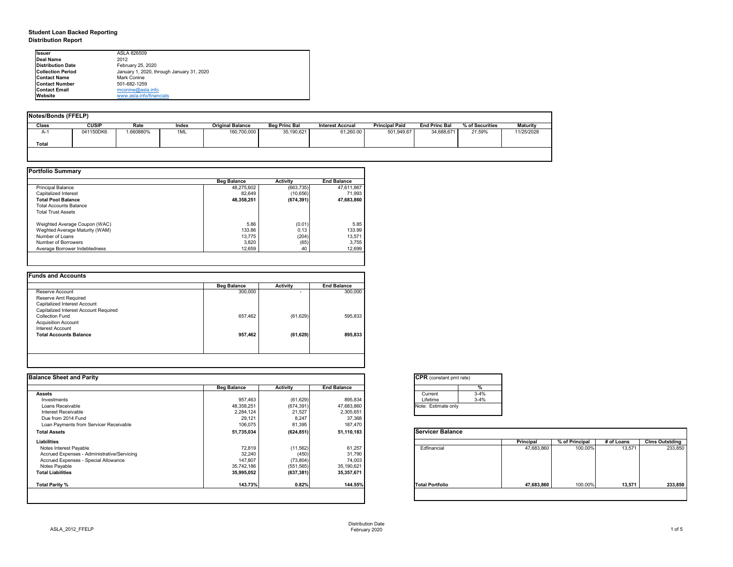**Student Loan Backed Reporting**
**Distribution Report**

| | |
|---|---|
| **Issuer** | ASLA 826509 |
| **Deal Name** | 2012 |
| **Distribution Date** | February 25, 2020 |
| **Collection Period** | January 1, 2020, through January 31, 2020 |
| **Contact Name** | Mark Conine |
| **Contact Number** | 501-682-1259 |
| **Contact Email** | mconine@asla.info |
| **Website** | www.asla.info/financials |

## Notes/Bonds (FFELP)

| Class | CUSIP | Rate | Index | Original Balance | Beg Princ Bal | Interest Accrual | Principal Paid | End Princ Bal | % of Securities | Maturity |
|---|---|---|---|---|---|---|---|---|---|---|
| A-1 | 041150DK6 | 1.660880% | 1ML | 160,700,000 | 35,190,621 | 61,260.00 | 501,949.67 | 34,688,671 | 21.59% | 11/25/2028 |
| **Total** | | | | | | | | | | |

## Portfolio Summary

| | Beg Balance | Activity | End Balance |
|---|---|---|---|
| Principal Balance | 48,275,602 | (663,735) | 47,611,867 |
| Capitalized Interest | 82,649 | (10,656) | 71,993 |
| **Total Pool Balance** | **48,358,251** | **(674,391)** | **47,683,860** |
| Total Accounts Balance | | | |
| Total Trust Assets | | | |
| Weighted Average Coupon (WAC) | 5.86 | (0.01) | 5.85 |
| Weghted Average Maturity (WAM) | 133.86 | 0.13 | 133.99 |
| Number of Loans | 13,775 | (204) | 13,571 |
| Number of Borrowers | 3,820 | (65) | 3,755 |
| Average Borrower Indebtedness | 12,659 | 40 | 12,699 |

## Funds and Accounts

| | Beg Balance | Activity | End Balance |
|---|---|---|---|
| Reserve Account | 300,000 | - | 300,000 |
| Reserve Amt Required | | | |
| Capitalized Interest Account | | | |
| Capitalized Interest Account Required | | | |
| Collection Fund | 657,462 | (61,629) | 595,833 |
| Acquisition Account | | | |
| Interest Account | | | |
| **Total Accounts Balance** | **957,462** | **(61,629)** | **895,833** |

## Balance Sheet and Parity

| | Beg Balance | Activity | End Balance |
|---|---|---|---|
| **Assets** | | | |
| Investments | 957,463 | (61,629) | 895,834 |
| Loans Receivable | 48,358,251 | (674,391) | 47,683,860 |
| Interest Receivable | 2,284,124 | 21,527 | 2,305,651 |
| Due from 2014 Fund | 29,121 | 8,247 | 37,368 |
| Loan Payments from Servicer Receivable | 106,075 | 81,395 | 187,470 |
| **Total Assets** | **51,735,034** | **(624,851)** | **51,110,183** |
| **Liabilities** | | | |
| Notes Interest Payable | 72,819 | (11,562) | 61,257 |
| Accrued Expenses - Administrative/Servicing | 32,240 | (450) | 31,790 |
| Accrued Expenses - Special Allowance | 147,807 | (73,804) | 74,003 |
| Notes Payable | 35,742,186 | (551,565) | 35,190,621 |
| **Total Liabilities** | **35,995,052** | **(637,381)** | **35,357,671** |
| **Total Parity %** | **143.73%** | **0.82%** | **144.55%** |

## CPR (constant pmt rate)

| | % |
|---|---|
| Current | 3-4% |
| Lifetime | 3-4% |

Note: Estimate only

## Servicer Balance

| | Principal | % of Principal | # of Loans | Clms Outstding |
|---|---|---|---|---|
| Edfinancial | 47,683,860 | 100.00% | 13,571 | 233,850 |
| **Total Portfolio** | **47,683,860** | 100.00% | **13,571** | **233,850** |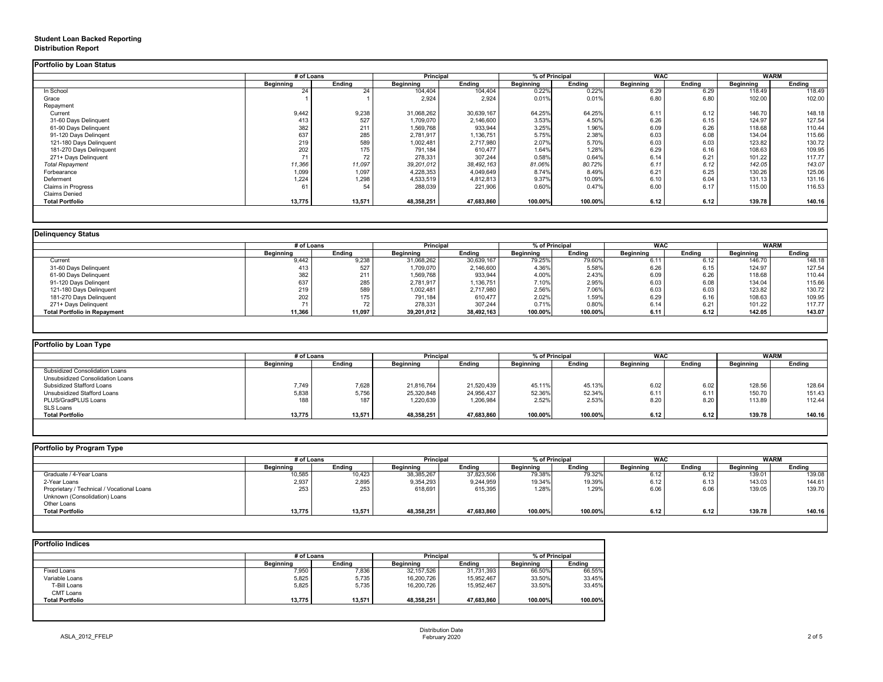**Student Loan Backed Reporting**
**Distribution Report**

## Portfolio by Loan Status

| | # of Loans | | Principal | | % of Principal | | WAC | | WARM | |
|---|---|---|---|---|---|---|---|---|---|---|
| | Beginning | Ending | Beginning | Ending | Beginning | Ending | Beginning | Ending | Beginning | Ending |
| In School | 24 | 24 | 104,404 | 104,404 | 0.22% | 0.22% | 6.29 | 6.29 | 118.49 | 118.49 |
| Grace | 1 | 1 | 2,924 | 2,924 | 0.01% | 0.01% | 6.80 | 6.80 | 102.00 | 102.00 |
| Repayment | | | | | | | | | | |
| Current | 9,442 | 9,238 | 31,068,262 | 30,639,167 | 64.25% | 64.25% | 6.11 | 6.12 | 146.70 | 148.18 |
| 31-60 Days Delinquent | 413 | 527 | 1,709,070 | 2,146,600 | 3.53% | 4.50% | 6.26 | 6.15 | 124.97 | 127.54 |
| 61-90 Days Delinquent | 382 | 211 | 1,569,768 | 933,944 | 3.25% | 1.96% | 6.09 | 6.26 | 118.68 | 110.44 |
| 91-120 Days Delingent | 637 | 285 | 2,781,917 | 1,136,751 | 5.75% | 2.38% | 6.03 | 6.08 | 134.04 | 115.66 |
| 121-180 Days Delinquent | 219 | 589 | 1,002,481 | 2,717,980 | 2.07% | 5.70% | 6.03 | 6.03 | 123.82 | 130.72 |
| 181-270 Days Delinquent | 202 | 175 | 791,184 | 610,477 | 1.64% | 1.28% | 6.29 | 6.16 | 108.63 | 109.95 |
| 271+ Days Delinquent | 71 | 72 | 278,331 | 307,244 | 0.58% | 0.64% | 6.14 | 6.21 | 101.22 | 117.77 |
| *Total Repayment* | *11,366* | *11,097* | *39,201,012* | *38,492,163* | *81.06%* | *80.72%* | *6.11* | *6.12* | *142.05* | *143.07* |
| Forbearance | 1,099 | 1,097 | 4,228,353 | 4,049,649 | 8.74% | 8.49% | 6.21 | 6.25 | 130.26 | 125.06 |
| Deferment | 1,224 | 1,298 | 4,533,519 | 4,812,813 | 9.37% | 10.09% | 6.10 | 6.04 | 131.13 | 131.16 |
| Claims in Progress | 61 | 54 | 288,039 | 221,906 | 0.60% | 0.47% | 6.00 | 6.17 | 115.00 | 116.53 |
| Claims Denied | | | | | | | | | | |
| **Total Portfolio** | **13,775** | **13,571** | **48,358,251** | **47,683,860** | **100.00%** | **100.00%** | **6.12** | **6.12** | **139.78** | **140.16** |

## Delinquency Status

| | # of Loans | | Principal | | % of Principal | | WAC | | WARM | |
|---|---|---|---|---|---|---|---|---|---|---|
| | Beginning | Ending | Beginning | Ending | Beginning | Ending | Beginning | Ending | Beginning | Ending |
| Current | 9,442 | 9,238 | 31,068,262 | 30,639,167 | 79.25% | 79.60% | 6.11 | 6.12 | 146.70 | 148.18 |
| 31-60 Days Delinquent | 413 | 527 | 1,709,070 | 2,146,600 | 4.36% | 5.58% | 6.26 | 6.15 | 124.97 | 127.54 |
| 61-90 Days Delinquent | 382 | 211 | 1,569,768 | 933,944 | 4.00% | 2.43% | 6.09 | 6.26 | 118.68 | 110.44 |
| 91-120 Days Delingent | 637 | 285 | 2,781,917 | 1,136,751 | 7.10% | 2.95% | 6.03 | 6.08 | 134.04 | 115.66 |
| 121-180 Days Delinquent | 219 | 589 | 1,002,481 | 2,717,980 | 2.56% | 7.06% | 6.03 | 6.03 | 123.82 | 130.72 |
| 181-270 Days Delinquent | 202 | 175 | 791,184 | 610,477 | 2.02% | 1.59% | 6.29 | 6.16 | 108.63 | 109.95 |
| 271+ Days Delinquent | 71 | 72 | 278,331 | 307,244 | 0.71% | 0.80% | 6.14 | 6.21 | 101.22 | 117.77 |
| **Total Portfolio in Repayment** | **11,366** | **11,097** | **39,201,012** | **38,492,163** | **100.00%** | **100.00%** | **6.11** | **6.12** | **142.05** | **143.07** |

## Portfolio by Loan Type

| | # of Loans | | Principal | | % of Principal | | WAC | | WARM | |
|---|---|---|---|---|---|---|---|---|---|---|
| | Beginning | Ending | Beginning | Ending | Beginning | Ending | Beginning | Ending | Beginning | Ending |
| Subsidized Consolidation Loans | | | | | | | | | | |
| Unsubsidized Consolidation Loans | | | | | | | | | | |
| Subsidized Stafford Loans | 7,749 | 7,628 | 21,816,764 | 21,520,439 | 45.11% | 45.13% | 6.02 | 6.02 | 128.56 | 128.64 |
| Unsubsidized Stafford Loans | 5,838 | 5,756 | 25,320,848 | 24,956,437 | 52.36% | 52.34% | 6.11 | 6.11 | 150.70 | 151.43 |
| PLUS/GradPLUS Loans | 188 | 187 | 1,220,639 | 1,206,984 | 2.52% | 2.53% | 8.20 | 8.20 | 113.89 | 112.44 |
| SLS Loans | | | | | | | | | | |
| **Total Portfolio** | **13,775** | **13,571** | **48,358,251** | **47,683,860** | **100.00%** | **100.00%** | **6.12** | **6.12** | **139.78** | **140.16** |

## Portfolio by Program Type

| | # of Loans | | Principal | | % of Principal | | WAC | | WARM | |
|---|---|---|---|---|---|---|---|---|---|---|
| | Beginning | Ending | Beginning | Ending | Beginning | Ending | Beginning | Ending | Beginning | Ending |
| Graduate / 4-Year Loans | 10,585 | 10,423 | 38,385,267 | 37,823,506 | 79.38% | 79.32% | 6.12 | 6.12 | 139.01 | 139.08 |
| 2-Year Loans | 2,937 | 2,895 | 9,354,293 | 9,244,959 | 19.34% | 19.39% | 6.12 | 6.13 | 143.03 | 144.61 |
| Proprietary / Technical / Vocational Loans | 253 | 253 | 618,691 | 615,395 | 1.28% | 1.29% | 6.06 | 6.06 | 139.05 | 139.70 |
| Unknown (Consolidation) Loans | | | | | | | | | | |
| Other Loans | | | | | | | | | | |
| **Total Portfolio** | **13,775** | **13,571** | **48,358,251** | **47,683,860** | **100.00%** | **100.00%** | **6.12** | **6.12** | **139.78** | **140.16** |

## Portfolio Indices

| | # of Loans | | Principal | | % of Principal | |
|---|---|---|---|---|---|---|
| | Beginning | Ending | Beginning | Ending | Beginning | Ending |
| Fixed Loans | 7,950 | 7,836 | 32,157,526 | 31,731,393 | 66.50% | 66.55% |
| Variable Loans | 5,825 | 5,735 | 16,200,726 | 15,952,467 | 33.50% | 33.45% |
| T-Bill Loans | 5,825 | 5,735 | 16,200,726 | 15,952,467 | 33.50% | 33.45% |
| CMT Loans | | | | | | |
| **Total Portfolio** | **13,775** | **13,571** | **48,358,251** | **47,683,860** | **100.00%** | **100.00%** |

ASLA_2012_FFELP

Distribution Date
February 2020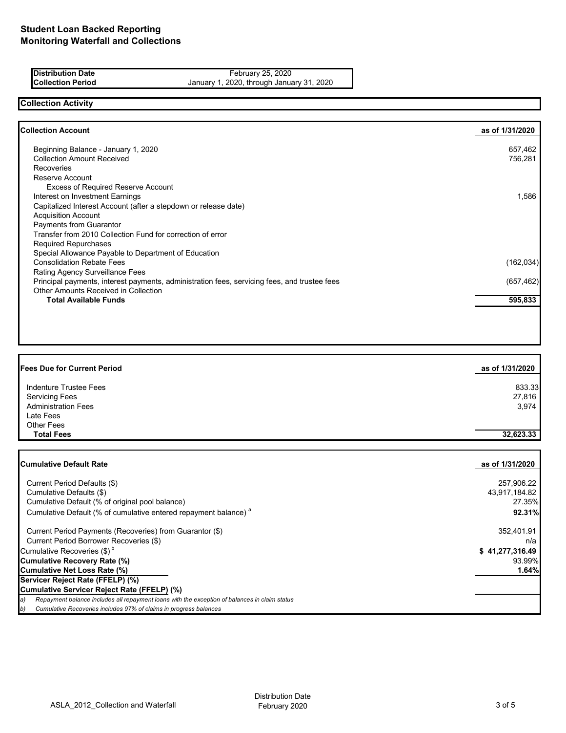# Student Loan Backed Reporting
# Monitoring Waterfall and Collections

| Distribution Date | February 25, 2020 |
|---|---|
| Collection Period | January 1, 2020, through January 31, 2020 |

## Collection Activity

| Collection Account | as of 1/31/2020 |
|---|---|
| Beginning Balance - January 1, 2020 | 657,462 |
| Collection Amount Received | 756,281 |
| Recoveries | |
| Reserve Account | |
| Excess of Required Reserve Account | |
| Interest on Investment Earnings | 1,586 |
| Capitalized Interest Account (after a stepdown or release date) | |
| Acquisition Account | |
| Payments from Guarantor | |
| Transfer from 2010 Collection Fund for correction of error | |
| Required Repurchases | |
| Special Allowance Payable to Department of Education | |
| Consolidation Rebate Fees | (162,034) |
| Rating Agency Surveillance Fees | |
| Principal payments, interest payments, administration fees, servicing fees, and trustee fees | (657,462) |
| Other Amounts Received in Collection | |
| **Total Available Funds** | **595,833** |

| Fees Due for Current Period | as of 1/31/2020 |
|---|---|
| Indenture Trustee Fees | 833.33 |
| Servicing Fees | 27,816 |
| Administration Fees | 3,974 |
| Late Fees | |
| Other Fees | |
| **Total Fees** | **32,623.33** |

| Cumulative Default Rate | as of 1/31/2020 |
|---|---|
| Current Period Defaults ($) | 257,906.22 |
| Cumulative Defaults ($) | 43,917,184.82 |
| Cumulative Default (% of original pool balance) | 27.35% |
| Cumulative Default (% of cumulative entered repayment balance) [a] | **92.31%** |
| Current Period Payments (Recoveries) from Guarantor ($) | 352,401.91 |
| Current Period Borrower Recoveries ($) | n/a |
| Cumulative Recoveries ($) [b] | **$ 41,277,316.49** |
| **Cumulative Recovery Rate (%)** | 93.99% |
| **Cumulative Net Loss Rate (%)** | **1.64%** |
| **Servicer Reject Rate (FFELP) (%)** | |
| **Cumulative Servicer Reject Rate (FFELP) (%)** | |

*a) Repayment balance includes all repayment loans with the exception of balances in claim status*

*b) Cumulative Recoveries includes 97% of claims in progress balances*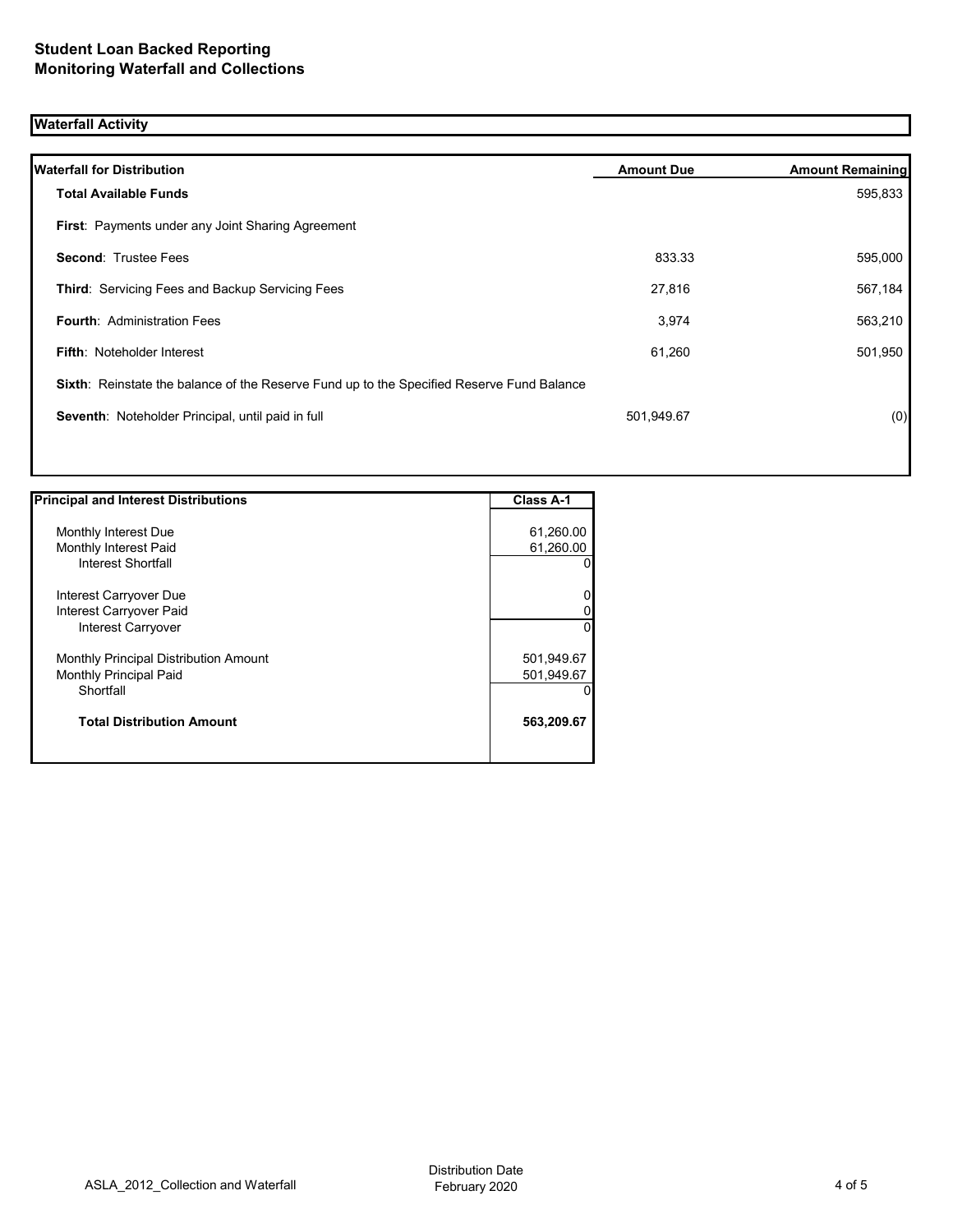# Student Loan Backed Reporting
# Monitoring Waterfall and Collections

## Waterfall Activity

| Waterfall for Distribution | Amount Due | Amount Remaining |
|---|---|---|
| **Total Available Funds** | | 595,833 |
| **First**: Payments under any Joint Sharing Agreement | | |
| **Second**: Trustee Fees | 833.33 | 595,000 |
| **Third**: Servicing Fees and Backup Servicing Fees | 27,816 | 567,184 |
| **Fourth**: Administration Fees | 3,974 | 563,210 |
| **Fifth**: Noteholder Interest | 61,260 | 501,950 |
| **Sixth**: Reinstate the balance of the Reserve Fund up to the Specified Reserve Fund Balance | | |
| **Seventh**: Noteholder Principal, until paid in full | 501,949.67 | (0) |

| Principal and Interest Distributions | Class A-1 |
|---|---|
| Monthly Interest Due | 61,260.00 |
| Monthly Interest Paid | 61,260.00 |
| Interest Shortfall | 0 |
| Interest Carryover Due | 0 |
| Interest Carryover Paid | 0 |
| Interest Carryover | 0 |
| Monthly Principal Distribution Amount | 501,949.67 |
| Monthly Principal Paid | 501,949.67 |
| Shortfall | 0 |
| **Total Distribution Amount** | **563,209.67** |

ASLA_2012_Collection and Waterfall

Distribution Date February 2020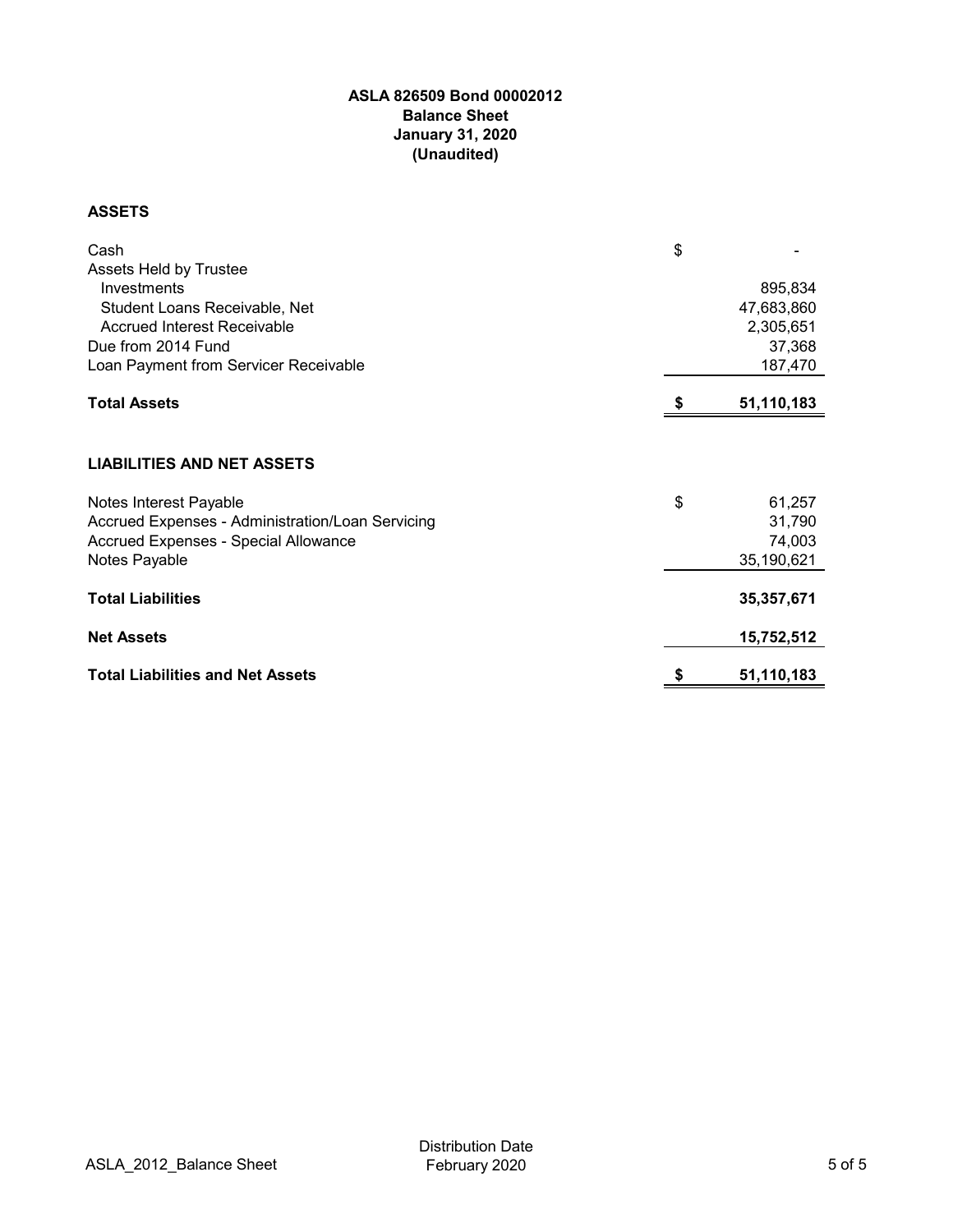**ASLA 826509 Bond 00002012**
**Balance Sheet**
**January 31, 2020**
**(Unaudited)**

**ASSETS**

| | | |
|---|---|---|
| Cash | $ | - |
| Assets Held by Trustee | | |
| Investments | | 895,834 |
| Student Loans Receivable, Net | | 47,683,860 |
| Accrued Interest Receivable | | 2,305,651 |
| Due from 2014 Fund | | 37,368 |
| Loan Payment from Servicer Receivable | | 187,470 |
| **Total Assets** | **$** | **51,110,183** |

**LIABILITIES AND NET ASSETS**

| | | |
|---|---|---|
| Notes Interest Payable | $ | 61,257 |
| Accrued Expenses - Administration/Loan Servicing | | 31,790 |
| Accrued Expenses - Special Allowance | | 74,003 |
| Notes Payable | | 35,190,621 |
| **Total Liabilities** | | **35,357,671** |
| **Net Assets** | | **15,752,512** |
| **Total Liabilities and Net Assets** | **$** | **51,110,183** |

ASLA_2012_Balance Sheet

Distribution Date
February 2020